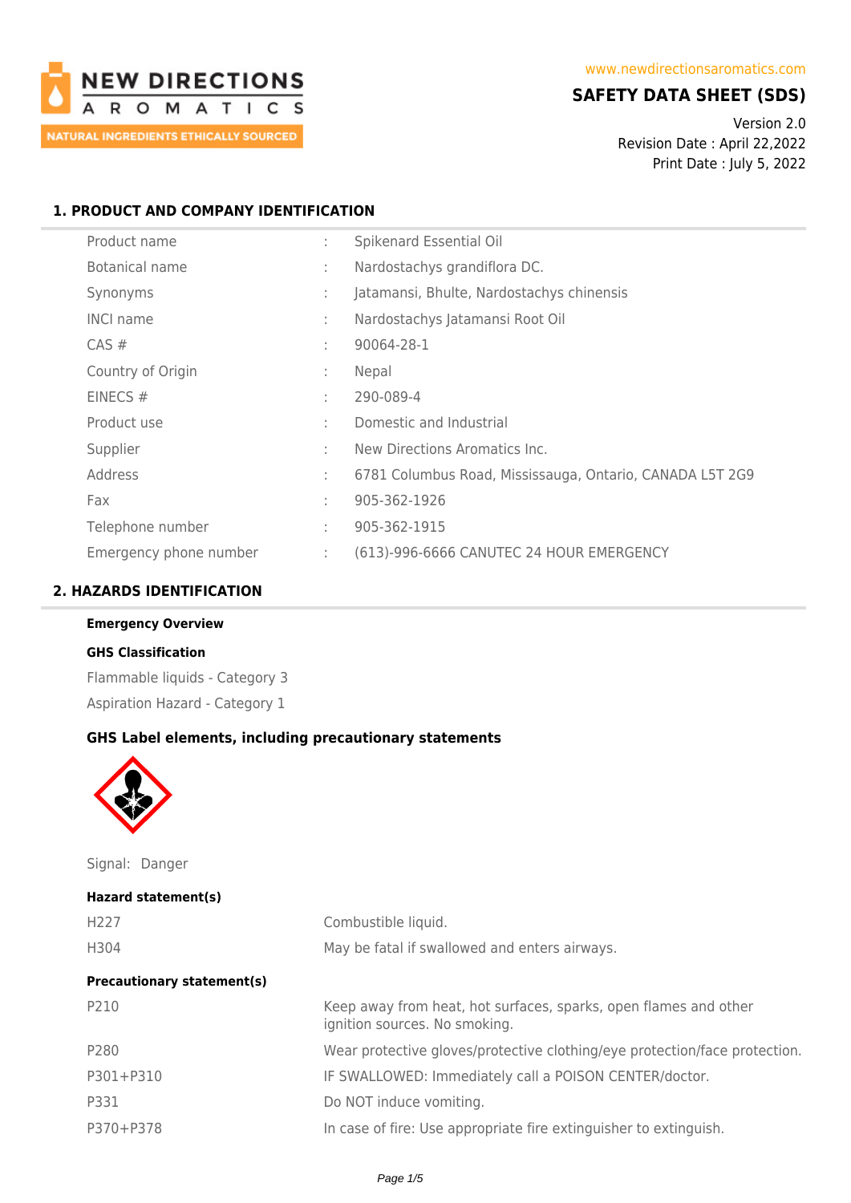NEW DIRECTIONS AROMATICS
NATURAL INGREDIENTS ETHICALLY SOURCED

www.newdirectionsaromatics.com

# SAFETY DATA SHEET (SDS)

Version 2.0
Revision Date : April 22,2022
Print Date : July 5, 2022

## 1. PRODUCT AND COMPANY IDENTIFICATION

| | | |
|---|---|---|
| Product name | : | Spikenard Essential Oil |
| Botanical name | : | Nardostachys grandiflora DC. |
| Synonyms | : | Jatamansi, Bhulte, Nardostachys chinensis |
| INCI name | : | Nardostachys Jatamansi Root Oil |
| CAS # | : | 90064-28-1 |
| Country of Origin | : | Nepal |
| EINECS # | : | 290-089-4 |
| Product use | : | Domestic and Industrial |
| Supplier | : | New Directions Aromatics Inc. |
| Address | : | 6781 Columbus Road, Mississauga, Ontario, CANADA L5T 2G9 |
| Fax | : | 905-362-1926 |
| Telephone number | : | 905-362-1915 |
| Emergency phone number | : | (613)-996-6666 CANUTEC 24 HOUR EMERGENCY |

## 2. HAZARDS IDENTIFICATION

**Emergency Overview**

**GHS Classification**

Flammable liquids - Category 3

Aspiration Hazard - Category 1

### GHS Label elements, including precautionary statements

Signal: Danger

**Hazard statement(s)**

| | |
|---|---|
| H227 | Combustible liquid. |
| H304 | May be fatal if swallowed and enters airways. |

**Precautionary statement(s)**

| | |
|---|---|
| P210 | Keep away from heat, hot surfaces, sparks, open flames and other ignition sources. No smoking. |
| P280 | Wear protective gloves/protective clothing/eye protection/face protection. |
| P301+P310 | IF SWALLOWED: Immediately call a POISON CENTER/doctor. |
| P331 | Do NOT induce vomiting. |
| P370+P378 | In case of fire: Use appropriate fire extinguisher to extinguish. |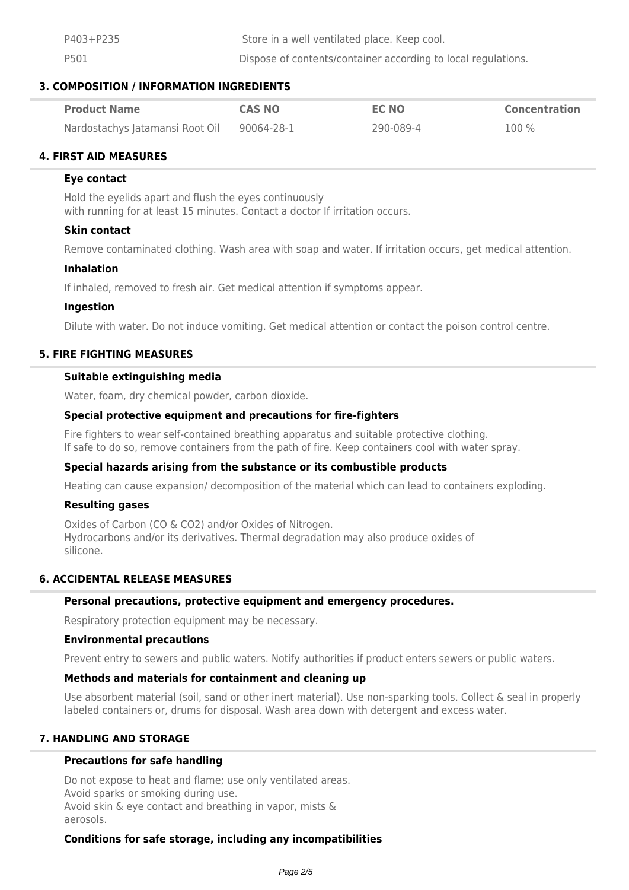| | |
|---|---|
| P403+P235 | Store in a well ventilated place. Keep cool. |
| P501 | Dispose of contents/container according to local regulations. |

## 3. COMPOSITION / INFORMATION INGREDIENTS

| Product Name | CAS NO | EC NO | Concentration |
|---|---|---|---|
| Nardostachys Jatamansi Root Oil | 90064-28-1 | 290-089-4 | 100 % |

## 4. FIRST AID MEASURES

### Eye contact

Hold the eyelids apart and flush the eyes continuously
with running for at least 15 minutes. Contact a doctor If irritation occurs.

### Skin contact

Remove contaminated clothing. Wash area with soap and water. If irritation occurs, get medical attention.

### Inhalation

If inhaled, removed to fresh air. Get medical attention if symptoms appear.

### Ingestion

Dilute with water. Do not induce vomiting. Get medical attention or contact the poison control centre.

## 5. FIRE FIGHTING MEASURES

### Suitable extinguishing media

Water, foam, dry chemical powder, carbon dioxide.

### Special protective equipment and precautions for fire-fighters

Fire fighters to wear self-contained breathing apparatus and suitable protective clothing.
If safe to do so, remove containers from the path of fire. Keep containers cool with water spray.

### Special hazards arising from the substance or its combustible products

Heating can cause expansion/ decomposition of the material which can lead to containers exploding.

### Resulting gases

Oxides of Carbon (CO & $CO_2$) and/or Oxides of Nitrogen.
Hydrocarbons and/or its derivatives. Thermal degradation may also produce oxides of silicone.

## 6. ACCIDENTAL RELEASE MEASURES

### Personal precautions, protective equipment and emergency procedures.

Respiratory protection equipment may be necessary.

### Environmental precautions

Prevent entry to sewers and public waters. Notify authorities if product enters sewers or public waters.

### Methods and materials for containment and cleaning up

Use absorbent material (soil, sand or other inert material). Use non-sparking tools. Collect & seal in properly labeled containers or, drums for disposal. Wash area down with detergent and excess water.

## 7. HANDLING AND STORAGE

### Precautions for safe handling

Do not expose to heat and flame; use only ventilated areas.
Avoid sparks or smoking during use.
Avoid skin & eye contact and breathing in vapor, mists & aerosols.

### Conditions for safe storage, including any incompatibilities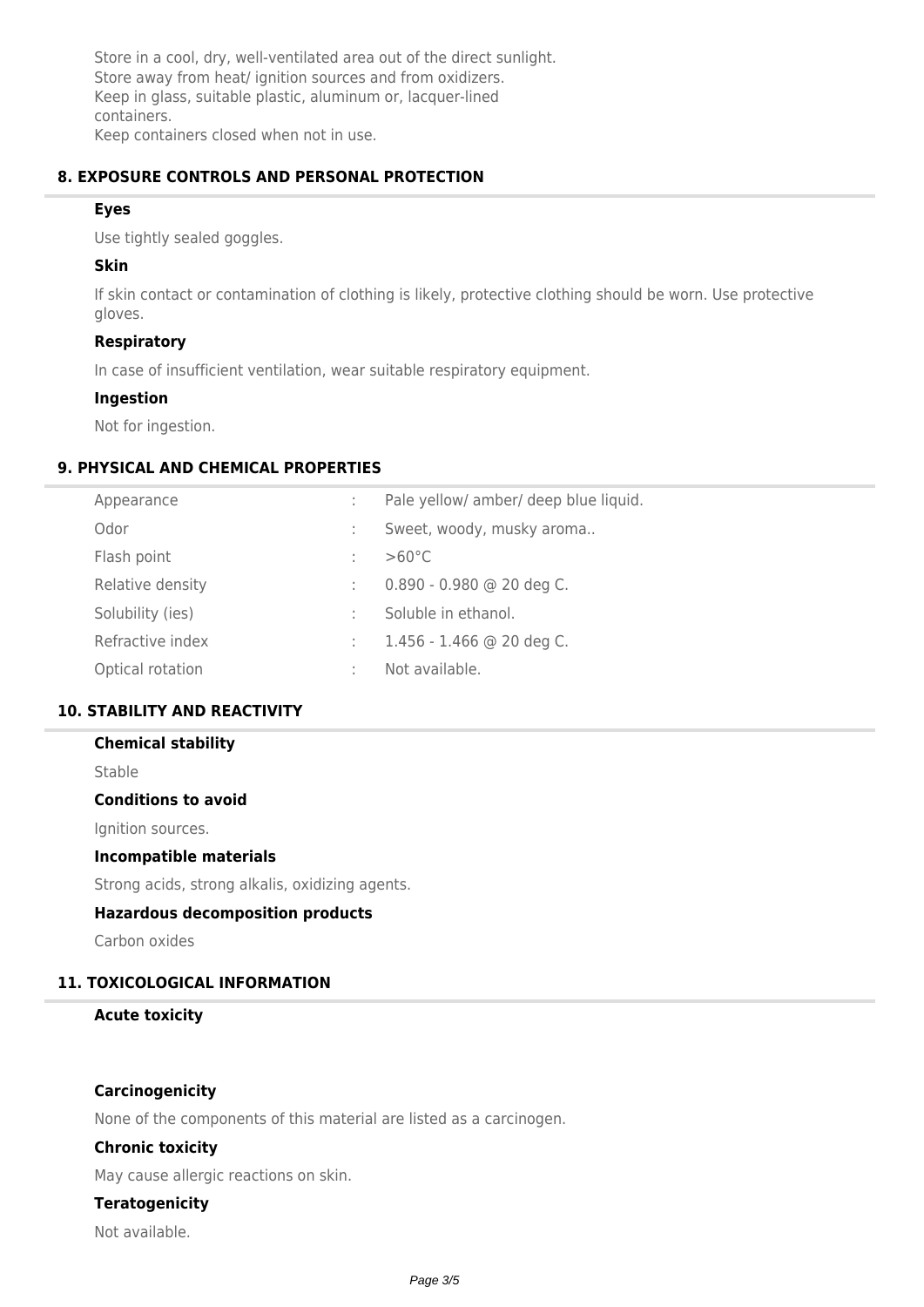Store in a cool, dry, well-ventilated area out of the direct sunlight.
Store away from heat/ ignition sources and from oxidizers.
Keep in glass, suitable plastic, aluminum or, lacquer-lined containers.
Keep containers closed when not in use.

## 8. EXPOSURE CONTROLS AND PERSONAL PROTECTION

### Eyes

Use tightly sealed goggles.

### Skin

If skin contact or contamination of clothing is likely, protective clothing should be worn. Use protective gloves.

### Respiratory

In case of insufficient ventilation, wear suitable respiratory equipment.

### Ingestion

Not for ingestion.

## 9. PHYSICAL AND CHEMICAL PROPERTIES

| | | |
|---|---|---|
| Appearance | : | Pale yellow/ amber/ deep blue liquid. |
| Odor | : | Sweet, woody, musky aroma.. |
| Flash point | : | >60°C |
| Relative density | : | 0.890 - 0.980 @ 20 deg C. |
| Solubility (ies) | : | Soluble in ethanol. |
| Refractive index | : | 1.456 - 1.466 @ 20 deg C. |
| Optical rotation | : | Not available. |

## 10. STABILITY AND REACTIVITY

### Chemical stability

Stable

### Conditions to avoid

Ignition sources.

### Incompatible materials

Strong acids, strong alkalis, oxidizing agents.

### Hazardous decomposition products

Carbon oxides

## 11. TOXICOLOGICAL INFORMATION

### Acute toxicity

### Carcinogenicity

None of the components of this material are listed as a carcinogen.

### Chronic toxicity

May cause allergic reactions on skin.

### Teratogenicity

Not available.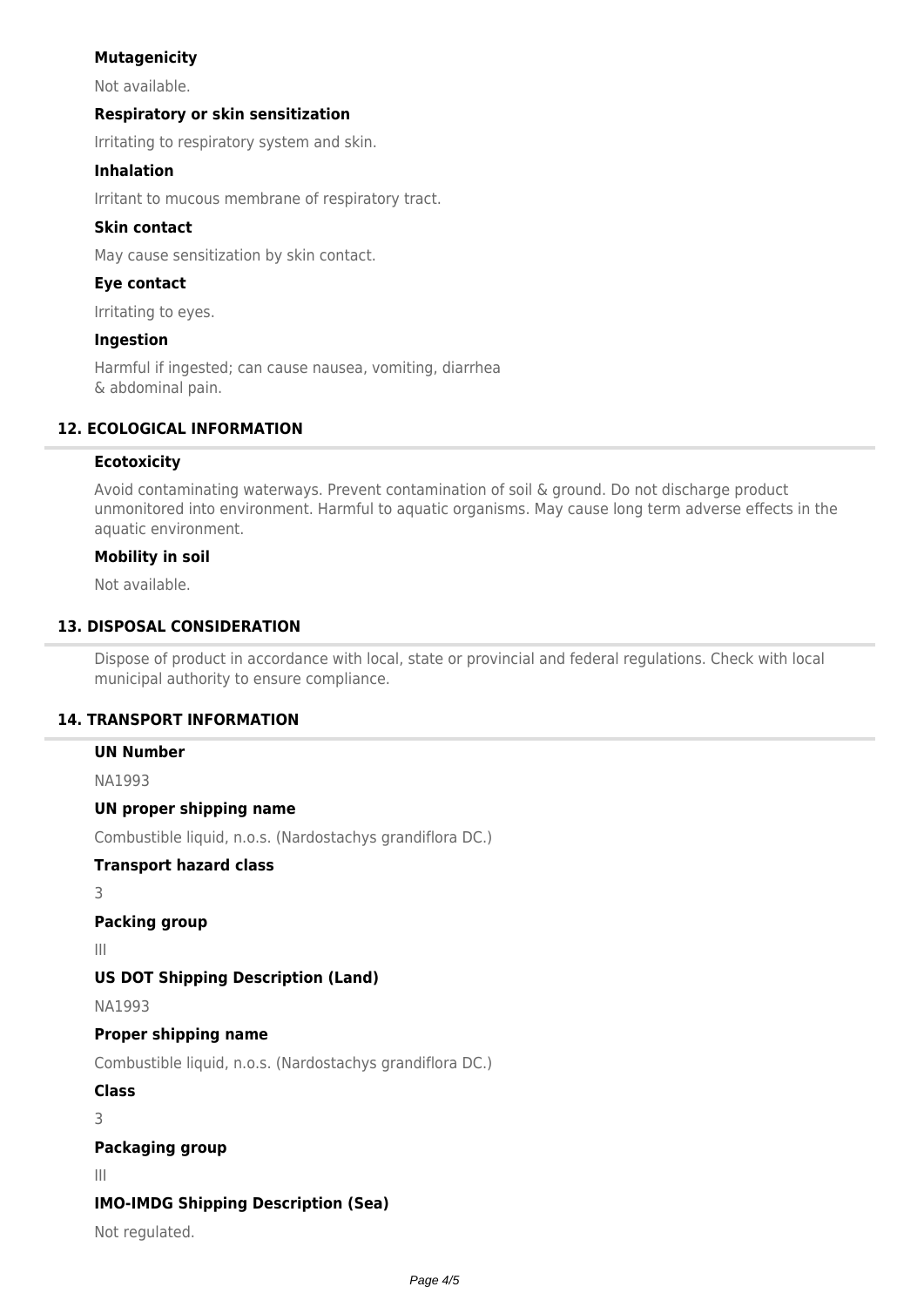### Mutagenicity

Not available.

### Respiratory or skin sensitization

Irritating to respiratory system and skin.

### Inhalation

Irritant to mucous membrane of respiratory tract.

### Skin contact

May cause sensitization by skin contact.

### Eye contact

Irritating to eyes.

### Ingestion

Harmful if ingested; can cause nausea, vomiting, diarrhea & abdominal pain.

## 12. ECOLOGICAL INFORMATION

### Ecotoxicity

Avoid contaminating waterways. Prevent contamination of soil & ground. Do not discharge product unmonitored into environment. Harmful to aquatic organisms. May cause long term adverse effects in the aquatic environment.

### Mobility in soil

Not available.

## 13. DISPOSAL CONSIDERATION

Dispose of product in accordance with local, state or provincial and federal regulations. Check with local municipal authority to ensure compliance.

## 14. TRANSPORT INFORMATION

### UN Number

NA1993

### UN proper shipping name

Combustible liquid, n.o.s. (Nardostachys grandiflora DC.)

### Transport hazard class

3

### Packing group

III

### US DOT Shipping Description (Land)

NA1993

### Proper shipping name

Combustible liquid, n.o.s. (Nardostachys grandiflora DC.)

### Class

3

### Packaging group

III

### IMO-IMDG Shipping Description (Sea)

Not regulated.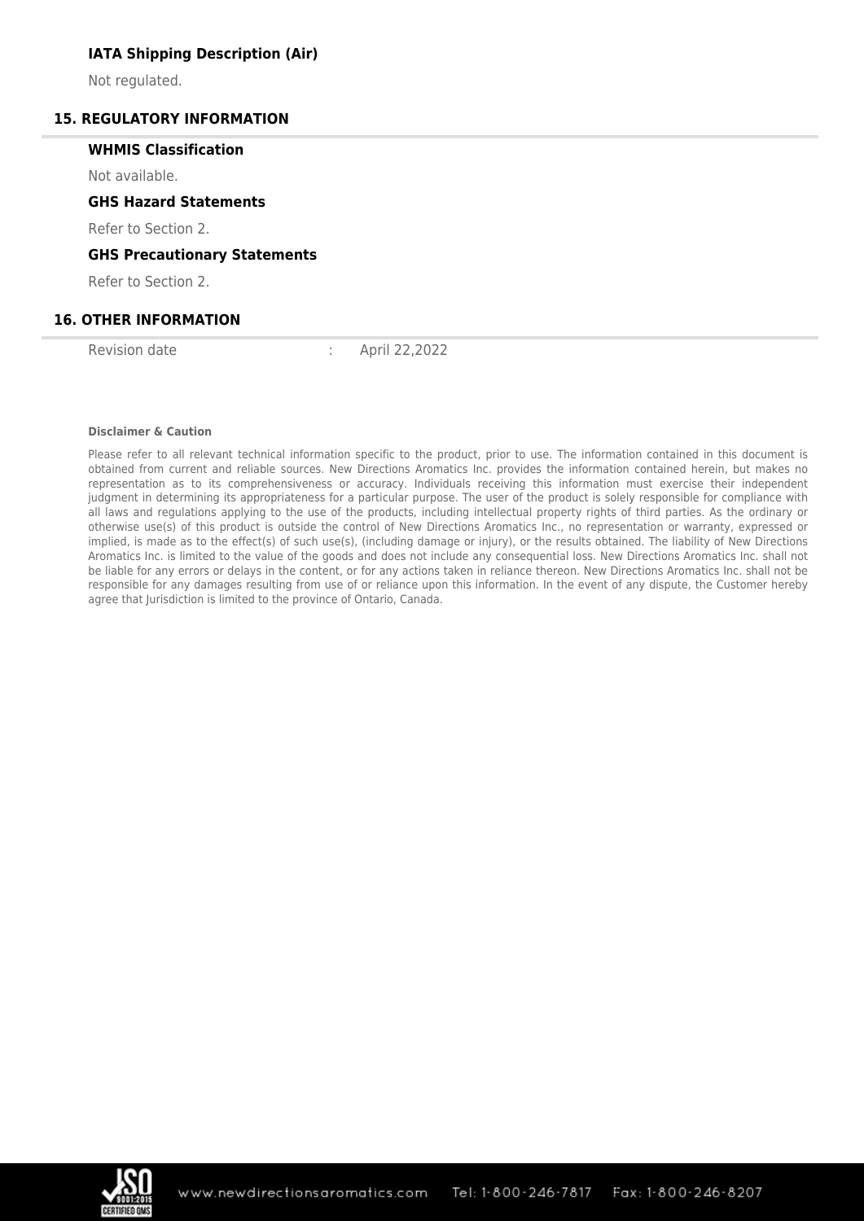### IATA Shipping Description (Air)

Not regulated.

## 15. REGULATORY INFORMATION

### WHMIS Classification

Not available.

### GHS Hazard Statements

Refer to Section 2.

### GHS Precautionary Statements

Refer to Section 2.

## 16. OTHER INFORMATION

| | | |
|---|---|---|
| Revision date | : | April 22,2022 |

**Disclaimer & Caution**

Please refer to all relevant technical information specific to the product, prior to use. The information contained in this document is obtained from current and reliable sources. New Directions Aromatics Inc. provides the information contained herein, but makes no representation as to its comprehensiveness or accuracy. Individuals receiving this information must exercise their independent judgment in determining its appropriateness for a particular purpose. The user of the product is solely responsible for compliance with all laws and regulations applying to the use of the products, including intellectual property rights of third parties. As the ordinary or otherwise use(s) of this product is outside the control of New Directions Aromatics Inc., no representation or warranty, expressed or implied, is made as to the effect(s) of such use(s), (including damage or injury), or the results obtained. The liability of New Directions Aromatics Inc. is limited to the value of the goods and does not include any consequential loss. New Directions Aromatics Inc. shall not be liable for any errors or delays in the content, or for any actions taken in reliance thereon. New Directions Aromatics Inc. shall not be responsible for any damages resulting from use of or reliance upon this information. In the event of any dispute, the Customer hereby agree that Jurisdiction is limited to the province of Ontario, Canada.